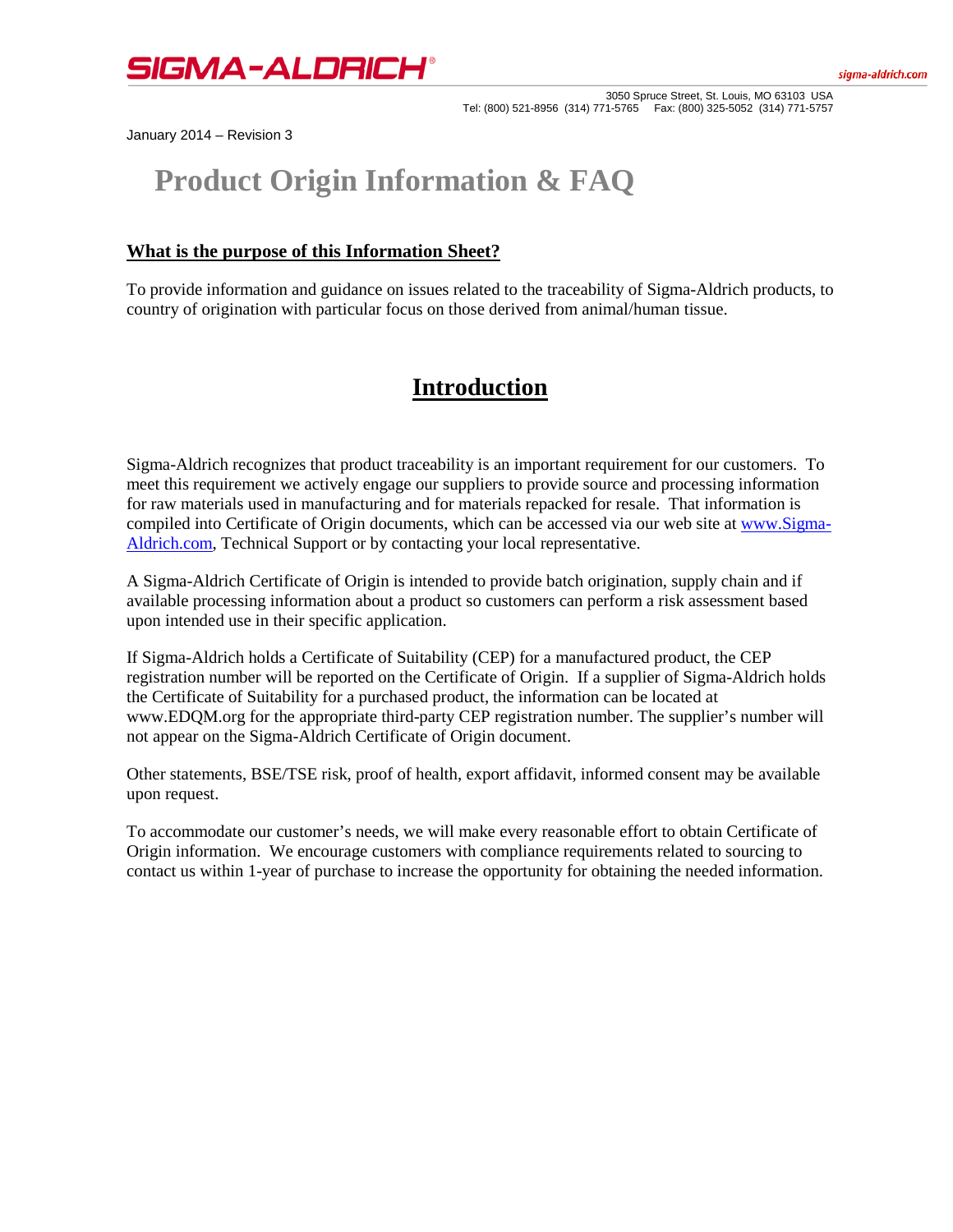SIGMA-ALDRICH®

sigma-aldrich.com

3050 Spruce Street, St. Louis, MO 63103 USA
Tel: (800) 521-8956 (314) 771-5765 Fax: (800) 325-5052 (314) 771-5757

January 2014 – Revision 3

# Product Origin Information & FAQ

## What is the purpose of this Information Sheet?

To provide information and guidance on issues related to the traceability of Sigma-Aldrich products, to country of origination with particular focus on those derived from animal/human tissue.

## Introduction

Sigma-Aldrich recognizes that product traceability is an important requirement for our customers. To meet this requirement we actively engage our suppliers to provide source and processing information for raw materials used in manufacturing and for materials repacked for resale. That information is compiled into Certificate of Origin documents, which can be accessed via our web site at [www.Sigma-Aldrich.com](http://www.Sigma-Aldrich.com), Technical Support or by contacting your local representative.

A Sigma-Aldrich Certificate of Origin is intended to provide batch origination, supply chain and if available processing information about a product so customers can perform a risk assessment based upon intended use in their specific application.

If Sigma-Aldrich holds a Certificate of Suitability (CEP) for a manufactured product, the CEP registration number will be reported on the Certificate of Origin. If a supplier of Sigma-Aldrich holds the Certificate of Suitability for a purchased product, the information can be located at www.EDQM.org for the appropriate third-party CEP registration number. The supplier's number will not appear on the Sigma-Aldrich Certificate of Origin document.

Other statements, BSE/TSE risk, proof of health, export affidavit, informed consent may be available upon request.

To accommodate our customer's needs, we will make every reasonable effort to obtain Certificate of Origin information. We encourage customers with compliance requirements related to sourcing to contact us within 1-year of purchase to increase the opportunity for obtaining the needed information.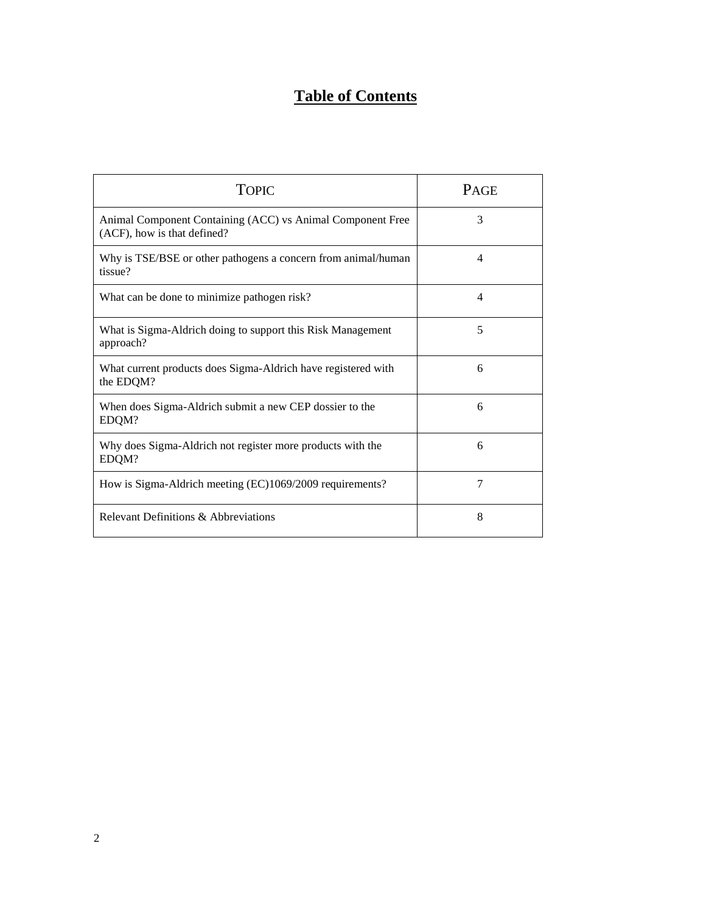# Table of Contents

| TOPIC | PAGE |
|---|---|
| Animal Component Containing (ACC) vs Animal Component Free (ACF), how is that defined? | 3 |
| Why is TSE/BSE or other pathogens a concern from animal/human tissue? | 4 |
| What can be done to minimize pathogen risk? | 4 |
| What is Sigma-Aldrich doing to support this Risk Management approach? | 5 |
| What current products does Sigma-Aldrich have registered with the EDQM? | 6 |
| When does Sigma-Aldrich submit a new CEP dossier to the EDQM? | 6 |
| Why does Sigma-Aldrich not register more products with the EDQM? | 6 |
| How is Sigma-Aldrich meeting (EC)1069/2009 requirements? | 7 |
| Relevant Definitions & Abbreviations | 8 |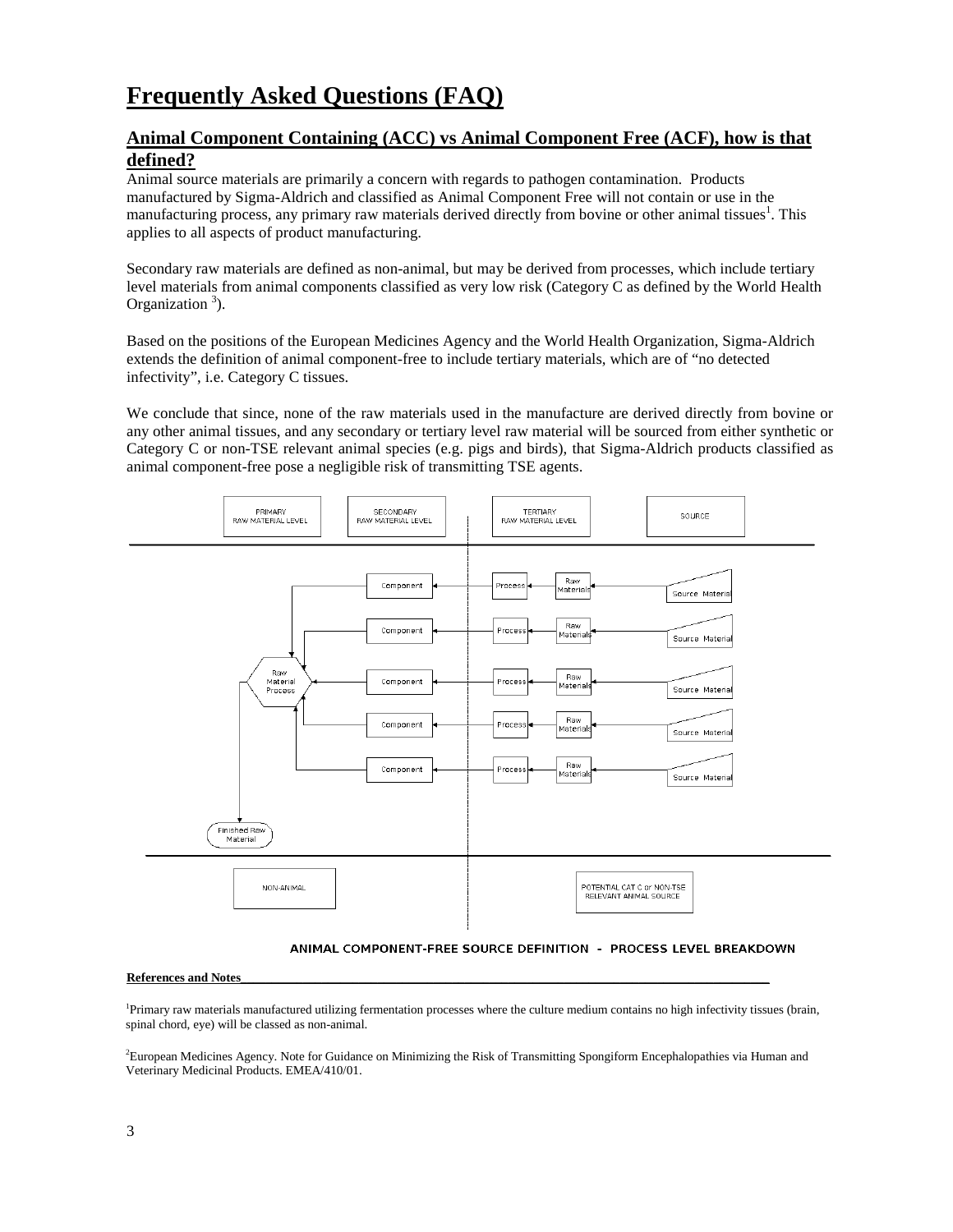# Frequently Asked Questions (FAQ)

## Animal Component Containing (ACC) vs Animal Component Free (ACF), how is that defined?

Animal source materials are primarily a concern with regards to pathogen contamination. Products manufactured by Sigma-Aldrich and classified as Animal Component Free will not contain or use in the manufacturing process, any primary raw materials derived directly from bovine or other animal tissues[1]. This applies to all aspects of product manufacturing.

Secondary raw materials are defined as non-animal, but may be derived from processes, which include tertiary level materials from animal components classified as very low risk (Category C as defined by the World Health Organization [3]).

Based on the positions of the European Medicines Agency and the World Health Organization, Sigma-Aldrich extends the definition of animal component-free to include tertiary materials, which are of "no detected infectivity", i.e. Category C tissues.

We conclude that since, none of the raw materials used in the manufacture are derived directly from bovine or any other animal tissues, and any secondary or tertiary level raw material will be sourced from either synthetic or Category C or non-TSE relevant animal species (e.g. pigs and birds), that Sigma-Aldrich products classified as animal component-free pose a negligible risk of transmitting TSE agents.

PRIMARY RAW MATERIAL LEVEL | SECONDARY RAW MATERIAL LEVEL | TERTIARY RAW MATERIAL LEVEL | SOURCE

Source Material → Raw Materials → Process → Component → Raw Material Process → Finished Raw Material

NON-ANIMAL | POTENTIAL CAT C or NON-TSE RELEVANT ANIMAL SOURCE

ANIMAL COMPONENT-FREE SOURCE DEFINITION - PROCESS LEVEL BREAKDOWN

**References and Notes**

[1]Primary raw materials manufactured utilizing fermentation processes where the culture medium contains no high infectivity tissues (brain, spinal chord, eye) will be classed as non-animal.

[2]European Medicines Agency. Note for Guidance on Minimizing the Risk of Transmitting Spongiform Encephalopathies via Human and Veterinary Medicinal Products. EMEA/410/01.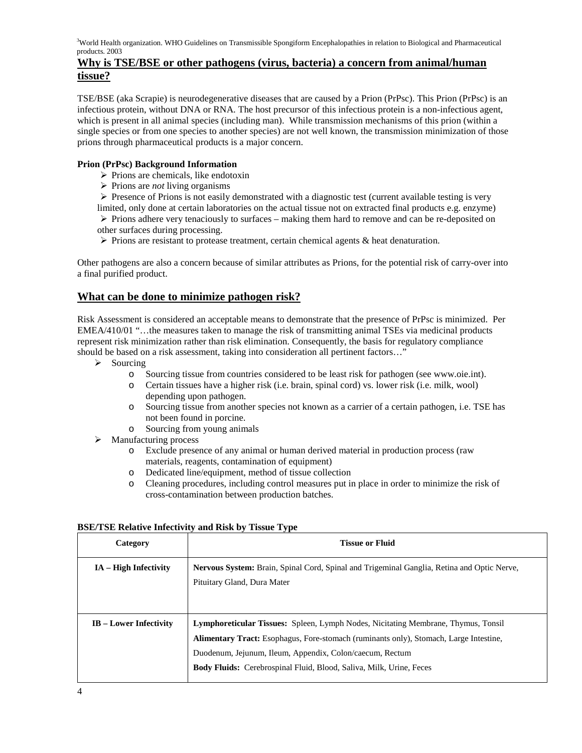[3]World Health organization. WHO Guidelines on Transmissible Spongiform Encephalopathies in relation to Biological and Pharmaceutical products. 2003

## Why is TSE/BSE or other pathogens (virus, bacteria) a concern from animal/human tissue?

TSE/BSE (aka Scrapie) is neurodegenerative diseases that are caused by a Prion (PrPsc). This Prion (PrPsc) is an infectious protein, without DNA or RNA. The host precursor of this infectious protein is a non-infectious agent, which is present in all animal species (including man). While transmission mechanisms of this prion (within a single species or from one species to another species) are not well known, the transmission minimization of those prions through pharmaceutical products is a major concern.

**Prion (PrPsc) Background Information**

- Prions are chemicals, like endotoxin
- Prions are *not* living organisms
- Presence of Prions is not easily demonstrated with a diagnostic test (current available testing is very limited, only done at certain laboratories on the actual tissue not on extracted final products e.g. enzyme)
- Prions adhere very tenaciously to surfaces – making them hard to remove and can be re-deposited on other surfaces during processing.
- Prions are resistant to protease treatment, certain chemical agents & heat denaturation.

Other pathogens are also a concern because of similar attributes as Prions, for the potential risk of carry-over into a final purified product.

## What can be done to minimize pathogen risk?

Risk Assessment is considered an acceptable means to demonstrate that the presence of PrPsc is minimized. Per EMEA/410/01 "…the measures taken to manage the risk of transmitting animal TSEs via medicinal products represent risk minimization rather than risk elimination. Consequently, the basis for regulatory compliance should be based on a risk assessment, taking into consideration all pertinent factors…"

- Sourcing
  - Sourcing tissue from countries considered to be least risk for pathogen (see www.oie.int).
  - Certain tissues have a higher risk (i.e. brain, spinal cord) vs. lower risk (i.e. milk, wool) depending upon pathogen.
  - Sourcing tissue from another species not known as a carrier of a certain pathogen, i.e. TSE has not been found in porcine.
  - Sourcing from young animals
- Manufacturing process
  - Exclude presence of any animal or human derived material in production process (raw materials, reagents, contamination of equipment)
  - Dedicated line/equipment, method of tissue collection
  - Cleaning procedures, including control measures put in place in order to minimize the risk of cross-contamination between production batches.

**BSE/TSE Relative Infectivity and Risk by Tissue Type**

| Category | Tissue or Fluid |
|---|---|
| IA – High Infectivity | **Nervous System:** Brain, Spinal Cord, Spinal and Trigeminal Ganglia, Retina and Optic Nerve, Pituitary Gland, Dura Mater |
| IB – Lower Infectivity | **Lymphoreticular Tissues:** Spleen, Lymph Nodes, Nicitating Membrane, Thymus, Tonsil<br>**Alimentary Tract:** Esophagus, Fore-stomach (ruminants only), Stomach, Large Intestine, Duodenum, Jejunum, Ileum, Appendix, Colon/caecum, Rectum<br>**Body Fluids:** Cerebrospinal Fluid, Blood, Saliva, Milk, Urine, Feces |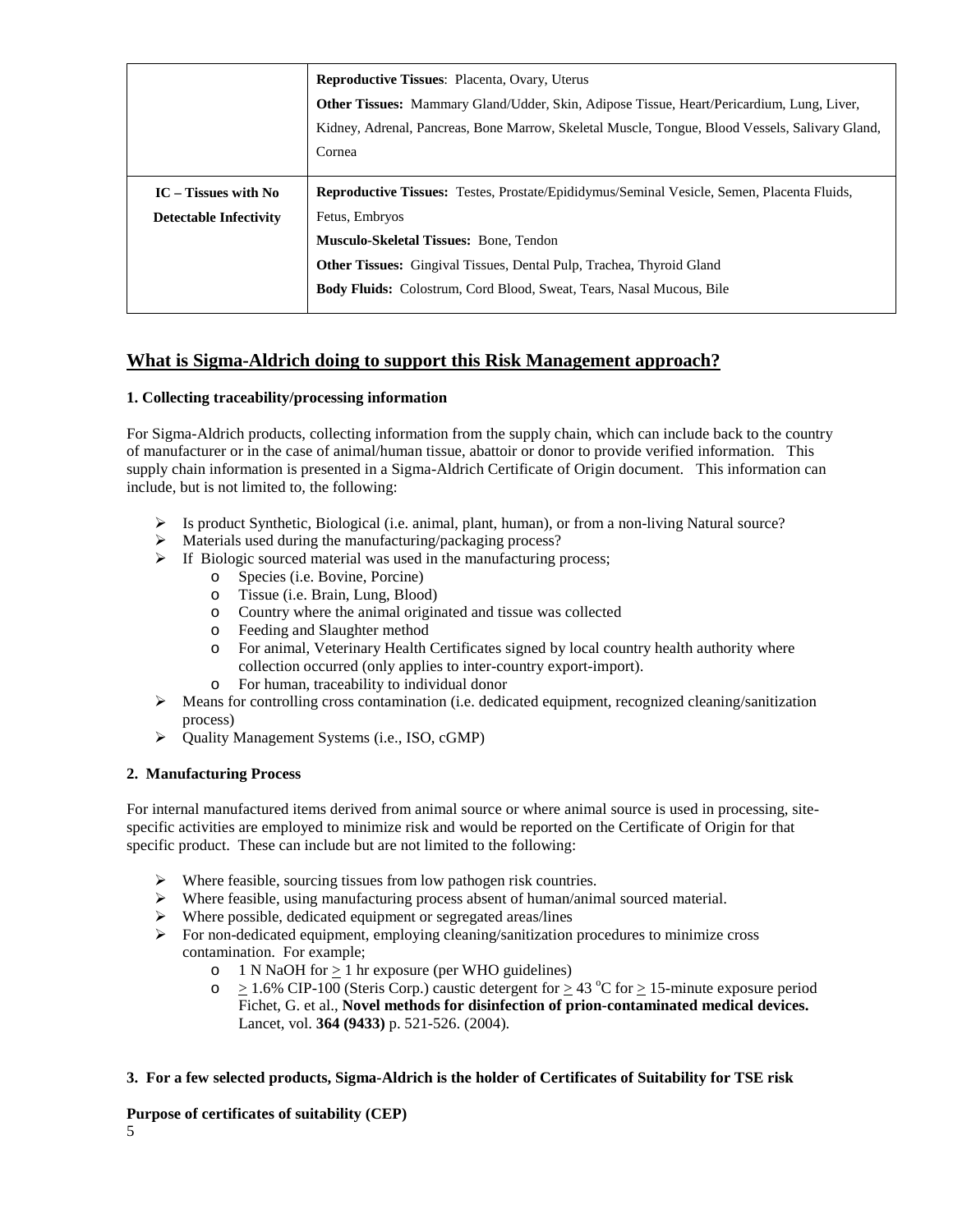| | |
|---|---|
| | **Reproductive Tissues**: Placenta, Ovary, Uterus<br>**Other Tissues:** Mammary Gland/Udder, Skin, Adipose Tissue, Heart/Pericardium, Lung, Liver, Kidney, Adrenal, Pancreas, Bone Marrow, Skeletal Muscle, Tongue, Blood Vessels, Salivary Gland, Cornea |
| **IC – Tissues with No Detectable Infectivity** | **Reproductive Tissues:** Testes, Prostate/Epididymus/Seminal Vesicle, Semen, Placenta Fluids, Fetus, Embryos<br>**Musculo-Skeletal Tissues:** Bone, Tendon<br>**Other Tissues:** Gingival Tissues, Dental Pulp, Trachea, Thyroid Gland<br>**Body Fluids:** Colostrum, Cord Blood, Sweat, Tears, Nasal Mucous, Bile |

## What is Sigma-Aldrich doing to support this Risk Management approach?

**1. Collecting traceability/processing information**

For Sigma-Aldrich products, collecting information from the supply chain, which can include back to the country of manufacturer or in the case of animal/human tissue, abattoir or donor to provide verified information. This supply chain information is presented in a Sigma-Aldrich Certificate of Origin document. This information can include, but is not limited to, the following:

- Is product Synthetic, Biological (i.e. animal, plant, human), or from a non-living Natural source?
- Materials used during the manufacturing/packaging process?
- If Biologic sourced material was used in the manufacturing process;
  - Species (i.e. Bovine, Porcine)
  - Tissue (i.e. Brain, Lung, Blood)
  - Country where the animal originated and tissue was collected
  - Feeding and Slaughter method
  - For animal, Veterinary Health Certificates signed by local country health authority where collection occurred (only applies to inter-country export-import).
  - For human, traceability to individual donor
- Means for controlling cross contamination (i.e. dedicated equipment, recognized cleaning/sanitization process)
- Quality Management Systems (i.e., ISO, cGMP)

**2. Manufacturing Process**

For internal manufactured items derived from animal source or where animal source is used in processing, site-specific activities are employed to minimize risk and would be reported on the Certificate of Origin for that specific product. These can include but are not limited to the following:

- Where feasible, sourcing tissues from low pathogen risk countries.
- Where feasible, using manufacturing process absent of human/animal sourced material.
- Where possible, dedicated equipment or segregated areas/lines
- For non-dedicated equipment, employing cleaning/sanitization procedures to minimize cross contamination. For example;
  - 1 N NaOH for $\geq$ 1 hr exposure (per WHO guidelines)
  - $\geq$ 1.6% CIP-100 (Steris Corp.) caustic detergent for $\geq$ 43 $^{o}$C for $\geq$ 15-minute exposure period Fichet, G. et al., **Novel methods for disinfection of prion-contaminated medical devices.** Lancet, vol. **364 (9433)** p. 521-526. (2004).

**3. For a few selected products, Sigma-Aldrich is the holder of Certificates of Suitability for TSE risk**

**Purpose of certificates of suitability (CEP)**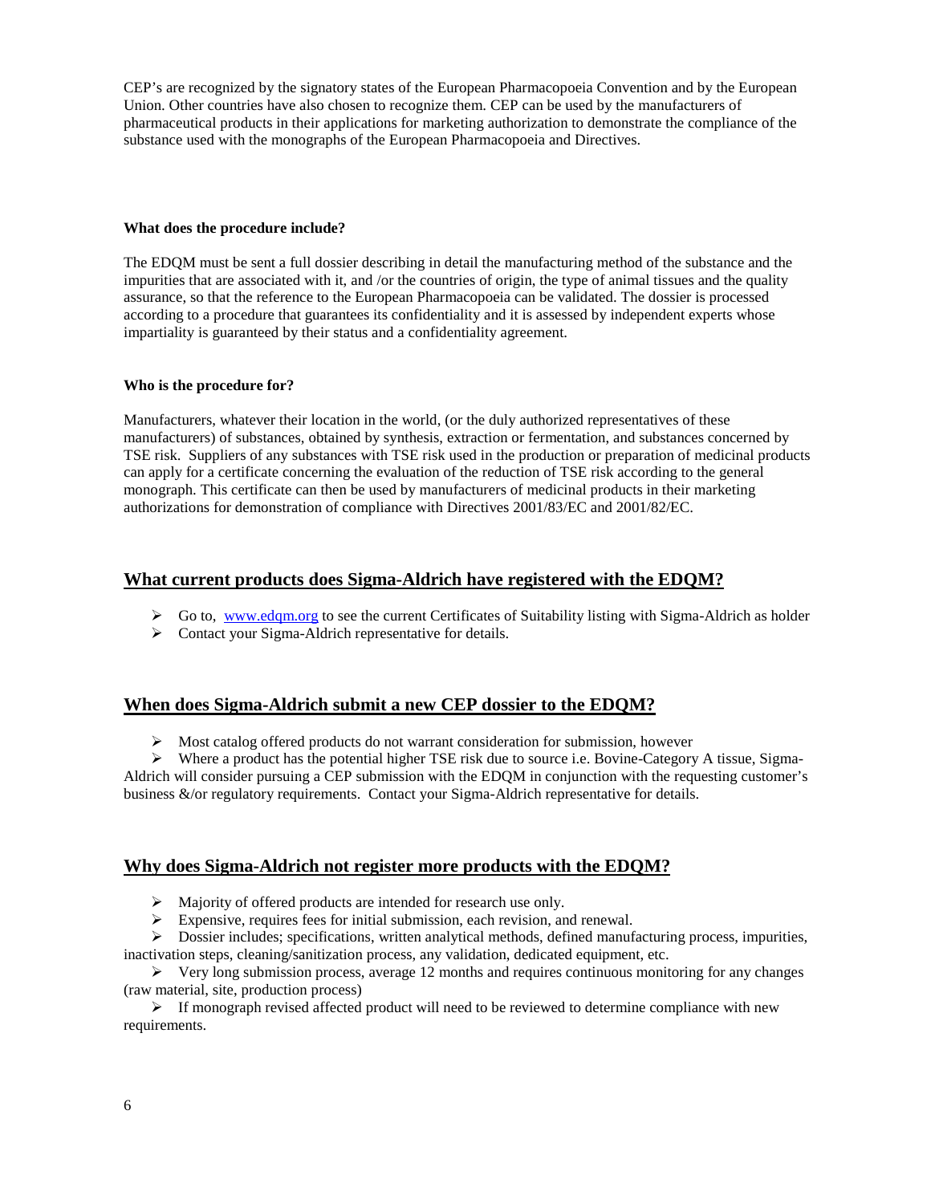CEP's are recognized by the signatory states of the European Pharmacopoeia Convention and by the European Union. Other countries have also chosen to recognize them. CEP can be used by the manufacturers of pharmaceutical products in their applications for marketing authorization to demonstrate the compliance of the substance used with the monographs of the European Pharmacopoeia and Directives.

**What does the procedure include?**

The EDQM must be sent a full dossier describing in detail the manufacturing method of the substance and the impurities that are associated with it, and /or the countries of origin, the type of animal tissues and the quality assurance, so that the reference to the European Pharmacopoeia can be validated. The dossier is processed according to a procedure that guarantees its confidentiality and it is assessed by independent experts whose impartiality is guaranteed by their status and a confidentiality agreement.

**Who is the procedure for?**

Manufacturers, whatever their location in the world, (or the duly authorized representatives of these manufacturers) of substances, obtained by synthesis, extraction or fermentation, and substances concerned by TSE risk. Suppliers of any substances with TSE risk used in the production or preparation of medicinal products can apply for a certificate concerning the evaluation of the reduction of TSE risk according to the general monograph. This certificate can then be used by manufacturers of medicinal products in their marketing authorizations for demonstration of compliance with Directives 2001/83/EC and 2001/82/EC.

## What current products does Sigma-Aldrich have registered with the EDQM?

- Go to, www.edqm.org to see the current Certificates of Suitability listing with Sigma-Aldrich as holder
- Contact your Sigma-Aldrich representative for details.

## When does Sigma-Aldrich submit a new CEP dossier to the EDQM?

- Most catalog offered products do not warrant consideration for submission, however
- Where a product has the potential higher TSE risk due to source i.e. Bovine-Category A tissue, Sigma-Aldrich will consider pursuing a CEP submission with the EDQM in conjunction with the requesting customer's business &/or regulatory requirements. Contact your Sigma-Aldrich representative for details.

## Why does Sigma-Aldrich not register more products with the EDQM?

- Majority of offered products are intended for research use only.
- Expensive, requires fees for initial submission, each revision, and renewal.
- Dossier includes; specifications, written analytical methods, defined manufacturing process, impurities, inactivation steps, cleaning/sanitization process, any validation, dedicated equipment, etc.
- Very long submission process, average 12 months and requires continuous monitoring for any changes (raw material, site, production process)
- If monograph revised affected product will need to be reviewed to determine compliance with new requirements.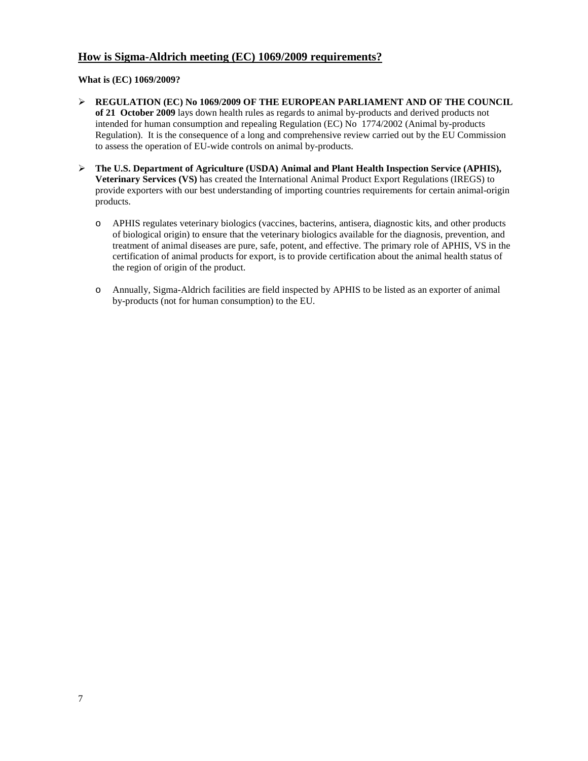## How is Sigma-Aldrich meeting (EC) 1069/2009 requirements?

**What is (EC) 1069/2009?**

- **REGULATION (EC) No 1069/2009 OF THE EUROPEAN PARLIAMENT AND OF THE COUNCIL of 21 October 2009** lays down health rules as regards to animal by-products and derived products not intended for human consumption and repealing Regulation (EC) No 1774/2002 (Animal by-products Regulation). It is the consequence of a long and comprehensive review carried out by the EU Commission to assess the operation of EU-wide controls on animal by-products.

- **The U.S. Department of Agriculture (USDA) Animal and Plant Health Inspection Service (APHIS), Veterinary Services (VS)** has created the International Animal Product Export Regulations (IREGS) to provide exporters with our best understanding of importing countries requirements for certain animal-origin products.

  - APHIS regulates veterinary biologics (vaccines, bacterins, antisera, diagnostic kits, and other products of biological origin) to ensure that the veterinary biologics available for the diagnosis, prevention, and treatment of animal diseases are pure, safe, potent, and effective. The primary role of APHIS, VS in the certification of animal products for export, is to provide certification about the animal health status of the region of origin of the product.

  - Annually, Sigma-Aldrich facilities are field inspected by APHIS to be listed as an exporter of animal by-products (not for human consumption) to the EU.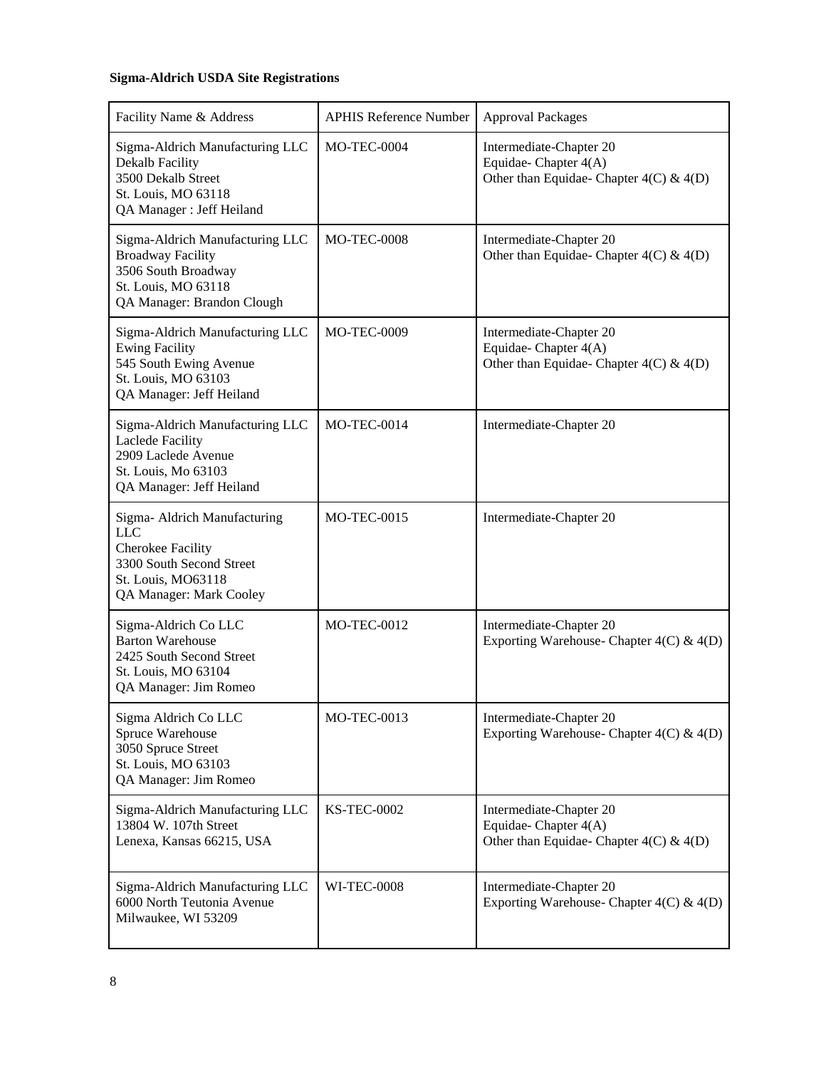**Sigma-Aldrich USDA Site Registrations**

| Facility Name & Address | APHIS Reference Number | Approval Packages |
|---|---|---|
| Sigma-Aldrich Manufacturing LLC<br>Dekalb Facility<br>3500 Dekalb Street<br>St. Louis, MO 63118<br>QA Manager : Jeff Heiland | MO-TEC-0004 | Intermediate-Chapter 20<br>Equidae- Chapter 4(A)<br>Other than Equidae- Chapter 4(C) & 4(D) |
| Sigma-Aldrich Manufacturing LLC<br>Broadway Facility<br>3506 South Broadway<br>St. Louis, MO 63118<br>QA Manager: Brandon Clough | MO-TEC-0008 | Intermediate-Chapter 20<br>Other than Equidae- Chapter 4(C) & 4(D) |
| Sigma-Aldrich Manufacturing LLC<br>Ewing Facility<br>545 South Ewing Avenue<br>St. Louis, MO 63103<br>QA Manager: Jeff Heiland | MO-TEC-0009 | Intermediate-Chapter 20<br>Equidae- Chapter 4(A)<br>Other than Equidae- Chapter 4(C) & 4(D) |
| Sigma-Aldrich Manufacturing LLC<br>Laclede Facility<br>2909 Laclede Avenue<br>St. Louis, Mo 63103<br>QA Manager: Jeff Heiland | MO-TEC-0014 | Intermediate-Chapter 20 |
| Sigma- Aldrich Manufacturing LLC<br>Cherokee Facility<br>3300 South Second Street<br>St. Louis, MO63118<br>QA Manager: Mark Cooley | MO-TEC-0015 | Intermediate-Chapter 20 |
| Sigma-Aldrich Co LLC<br>Barton Warehouse<br>2425 South Second Street<br>St. Louis, MO 63104<br>QA Manager: Jim Romeo | MO-TEC-0012 | Intermediate-Chapter 20<br>Exporting Warehouse- Chapter 4(C) & 4(D) |
| Sigma Aldrich Co LLC<br>Spruce Warehouse<br>3050 Spruce Street<br>St. Louis, MO 63103<br>QA Manager: Jim Romeo | MO-TEC-0013 | Intermediate-Chapter 20<br>Exporting Warehouse- Chapter 4(C) & 4(D) |
| Sigma-Aldrich Manufacturing LLC<br>13804 W. 107th Street<br>Lenexa, Kansas 66215, USA | KS-TEC-0002 | Intermediate-Chapter 20<br>Equidae- Chapter 4(A)<br>Other than Equidae- Chapter 4(C) & 4(D) |
| Sigma-Aldrich Manufacturing LLC<br>6000 North Teutonia Avenue<br>Milwaukee, WI 53209 | WI-TEC-0008 | Intermediate-Chapter 20<br>Exporting Warehouse- Chapter 4(C) & 4(D) |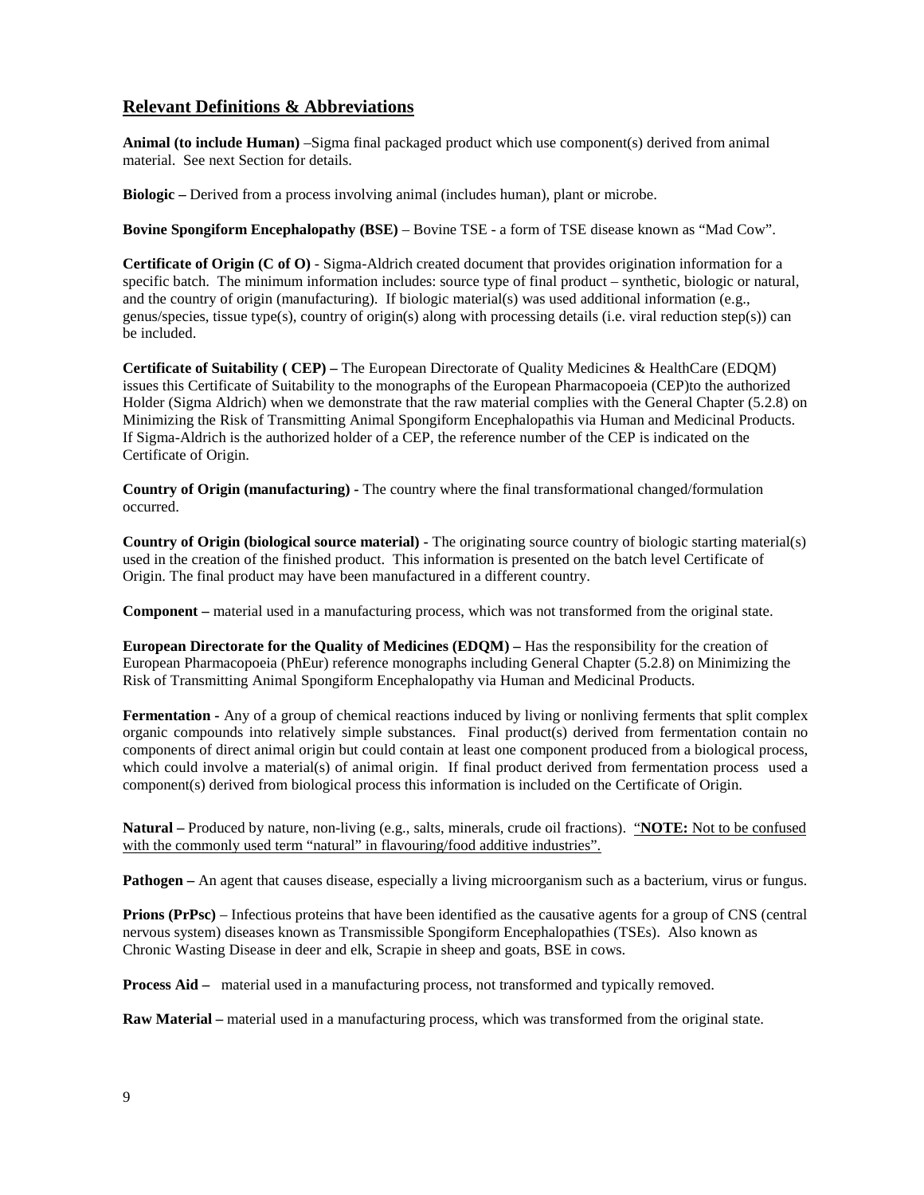## Relevant Definitions & Abbreviations

**Animal (to include Human)** –Sigma final packaged product which use component(s) derived from animal material. See next Section for details.

**Biologic –** Derived from a process involving animal (includes human), plant or microbe.

**Bovine Spongiform Encephalopathy (BSE)** – Bovine TSE - a form of TSE disease known as "Mad Cow".

**Certificate of Origin (C of O)** - Sigma-Aldrich created document that provides origination information for a specific batch. The minimum information includes: source type of final product – synthetic, biologic or natural, and the country of origin (manufacturing). If biologic material(s) was used additional information (e.g., genus/species, tissue type(s), country of origin(s) along with processing details (i.e. viral reduction step(s)) can be included.

**Certificate of Suitability ( CEP) –** The European Directorate of Quality Medicines & HealthCare (EDQM) issues this Certificate of Suitability to the monographs of the European Pharmacopoeia (CEP)to the authorized Holder (Sigma Aldrich) when we demonstrate that the raw material complies with the General Chapter (5.2.8) on Minimizing the Risk of Transmitting Animal Spongiform Encephalopathis via Human and Medicinal Products. If Sigma-Aldrich is the authorized holder of a CEP, the reference number of the CEP is indicated on the Certificate of Origin.

**Country of Origin (manufacturing) -** The country where the final transformational changed/formulation occurred.

**Country of Origin (biological source material)** - The originating source country of biologic starting material(s) used in the creation of the finished product. This information is presented on the batch level Certificate of Origin. The final product may have been manufactured in a different country.

**Component –** material used in a manufacturing process, which was not transformed from the original state.

**European Directorate for the Quality of Medicines (EDQM) –** Has the responsibility for the creation of European Pharmacopoeia (PhEur) reference monographs including General Chapter (5.2.8) on Minimizing the Risk of Transmitting Animal Spongiform Encephalopathy via Human and Medicinal Products.

**Fermentation -** Any of a group of chemical reactions induced by living or nonliving ferments that split complex organic compounds into relatively simple substances. Final product(s) derived from fermentation contain no components of direct animal origin but could contain at least one component produced from a biological process, which could involve a material(s) of animal origin. If final product derived from fermentation process used a component(s) derived from biological process this information is included on the Certificate of Origin.

**Natural –** Produced by nature, non-living (e.g., salts, minerals, crude oil fractions). "**NOTE:** Not to be confused with the commonly used term "natural" in flavouring/food additive industries".

**Pathogen –** An agent that causes disease, especially a living microorganism such as a bacterium, virus or fungus.

**Prions (PrPsc)** – Infectious proteins that have been identified as the causative agents for a group of CNS (central nervous system) diseases known as Transmissible Spongiform Encephalopathies (TSEs). Also known as Chronic Wasting Disease in deer and elk, Scrapie in sheep and goats, BSE in cows.

**Process Aid –** material used in a manufacturing process, not transformed and typically removed.

**Raw Material –** material used in a manufacturing process, which was transformed from the original state.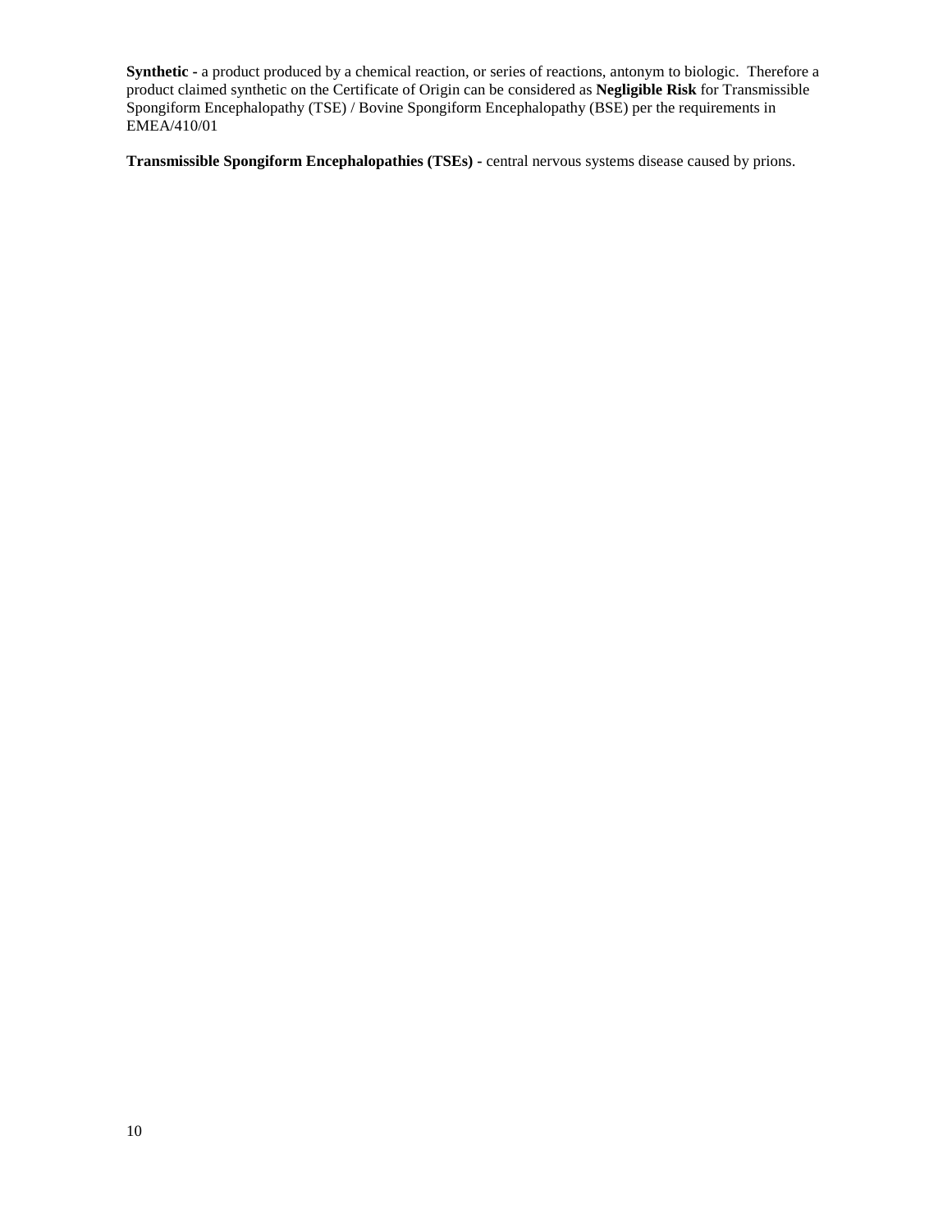**Synthetic -** a product produced by a chemical reaction, or series of reactions, antonym to biologic. Therefore a product claimed synthetic on the Certificate of Origin can be considered as **Negligible Risk** for Transmissible Spongiform Encephalopathy (TSE) / Bovine Spongiform Encephalopathy (BSE) per the requirements in EMEA/410/01

**Transmissible Spongiform Encephalopathies (TSEs) -** central nervous systems disease caused by prions.